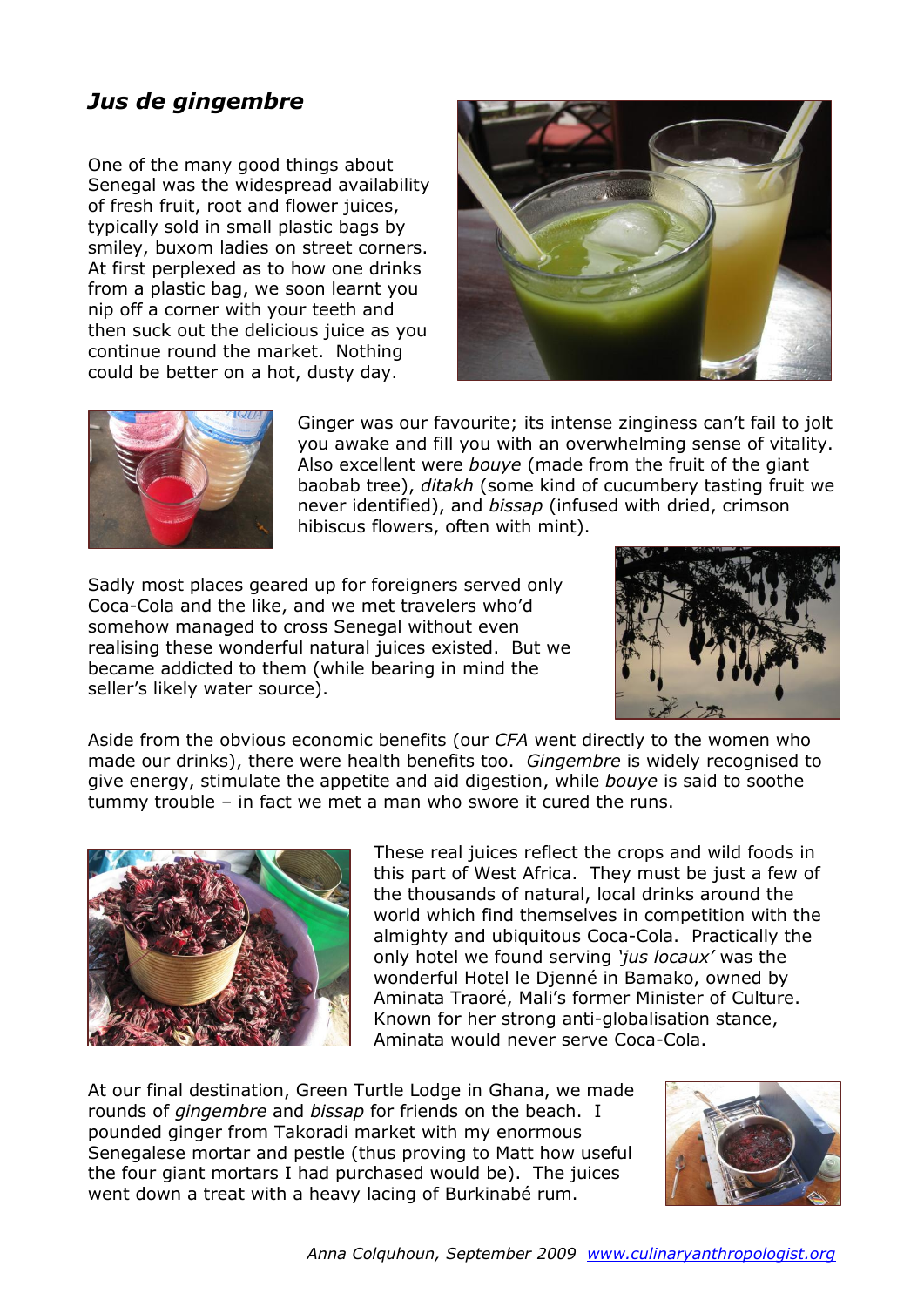## *Jus de gingembre*

One of the many good things about Senegal was the widespread availability of fresh fruit, root and flower juices, typically sold in small plastic bags by smiley, buxom ladies on street corners. At first perplexed as to how one drinks from a plastic bag, we soon learnt you nip off a corner with your teeth and then suck out the delicious juice as you continue round the market. Nothing could be better on a hot, dusty day.

Ginger was our favourite; its intense zinginess can't fail to jolt you awake and fill you with an overwhelming sense of vitality. Also excellent were *bouye* (made from the fruit of the giant baobab tree), *ditakh* (some kind of cucumbery tasting fruit we never identified), and *bissap* (infused with dried, crimson hibiscus flowers, often with mint).

Sadly most places geared up for foreigners served only Coca-Cola and the like, and we met travelers who'd somehow managed to cross Senegal without even realising these wonderful natural juices existed. But we became addicted to them (while bearing in mind the seller's likely water source).

Aside from the obvious economic benefits (our *CFA* went directly to the women who made our drinks), there were health benefits too. *Gingembre* is widely recognised to give energy, stimulate the appetite and aid digestion, while *bouye* is said to soothe tummy trouble – in fact we met a man who swore it cured the runs.

These real juices reflect the crops and wild foods in this part of West Africa. They must be just a few of the thousands of natural, local drinks around the world which find themselves in competition with the almighty and ubiquitous Coca-Cola. Practically the only hotel we found serving *'jus locaux'* was the wonderful Hotel le Djenné in Bamako, owned by Aminata Traoré, Mali's former Minister of Culture. Known for her strong anti-globalisation stance, Aminata would never serve Coca-Cola.

At our final destination, Green Turtle Lodge in Ghana, we made rounds of *gingembre* and *bissap* for friends on the beach. I pounded ginger from Takoradi market with my enormous Senegalese mortar and pestle (thus proving to Matt how useful the four giant mortars I had purchased would be). The juices went down a treat with a heavy lacing of Burkinabé rum.

*Anna Colquhoun, September 2009* [www.culinaryanthropologist.org](http://www.culinaryanthropologist.org)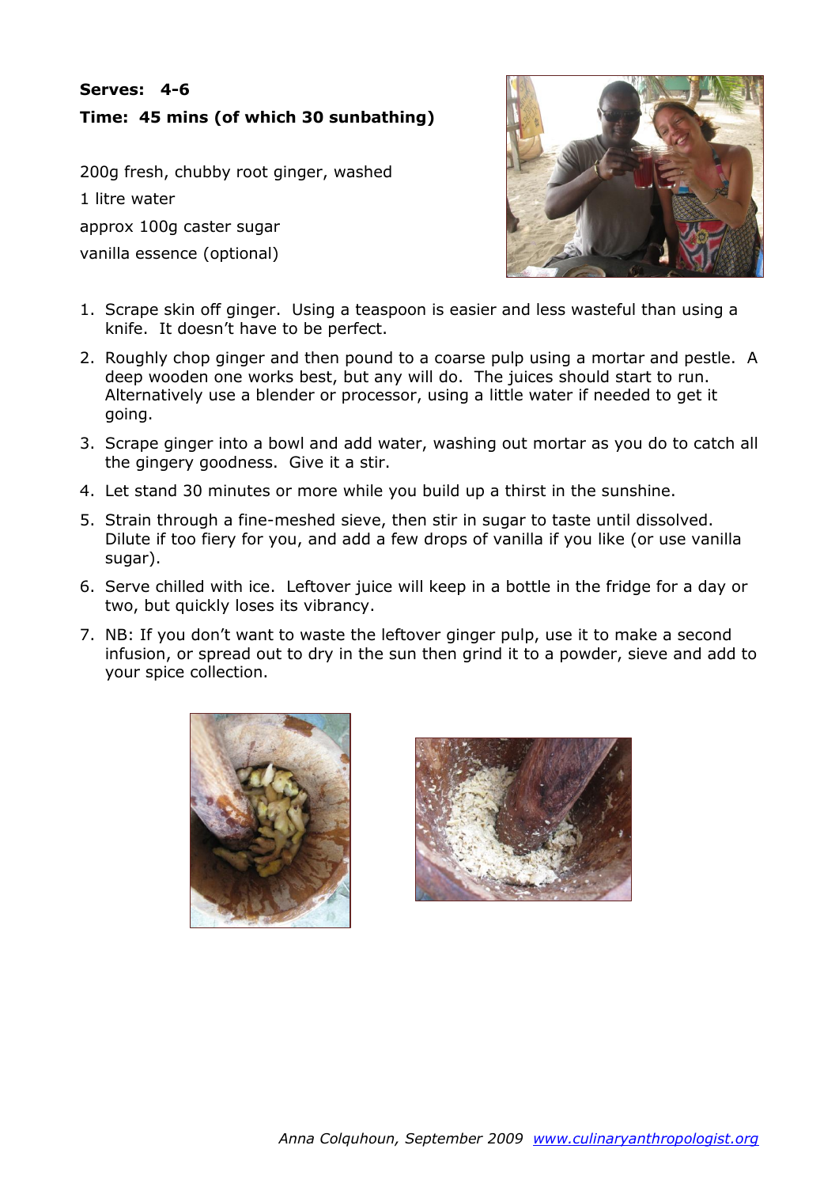**Serves: 4-6**

**Time: 45 mins (of which 30 sunbathing)**

200g fresh, chubby root ginger, washed

1 litre water

approx 100g caster sugar

vanilla essence (optional)

1. Scrape skin off ginger. Using a teaspoon is easier and less wasteful than using a knife. It doesn't have to be perfect.
2. Roughly chop ginger and then pound to a coarse pulp using a mortar and pestle. A deep wooden one works best, but any will do. The juices should start to run. Alternatively use a blender or processor, using a little water if needed to get it going.
3. Scrape ginger into a bowl and add water, washing out mortar as you do to catch all the gingery goodness. Give it a stir.
4. Let stand 30 minutes or more while you build up a thirst in the sunshine.
5. Strain through a fine-meshed sieve, then stir in sugar to taste until dissolved. Dilute if too fiery for you, and add a few drops of vanilla if you like (or use vanilla sugar).
6. Serve chilled with ice. Leftover juice will keep in a bottle in the fridge for a day or two, but quickly loses its vibrancy.
7. NB: If you don't want to waste the leftover ginger pulp, use it to make a second infusion, or spread out to dry in the sun then grind it to a powder, sieve and add to your spice collection.

*Anna Colquhoun, September 2009* [www.culinaryanthropologist.org](http://www.culinaryanthropologist.org)